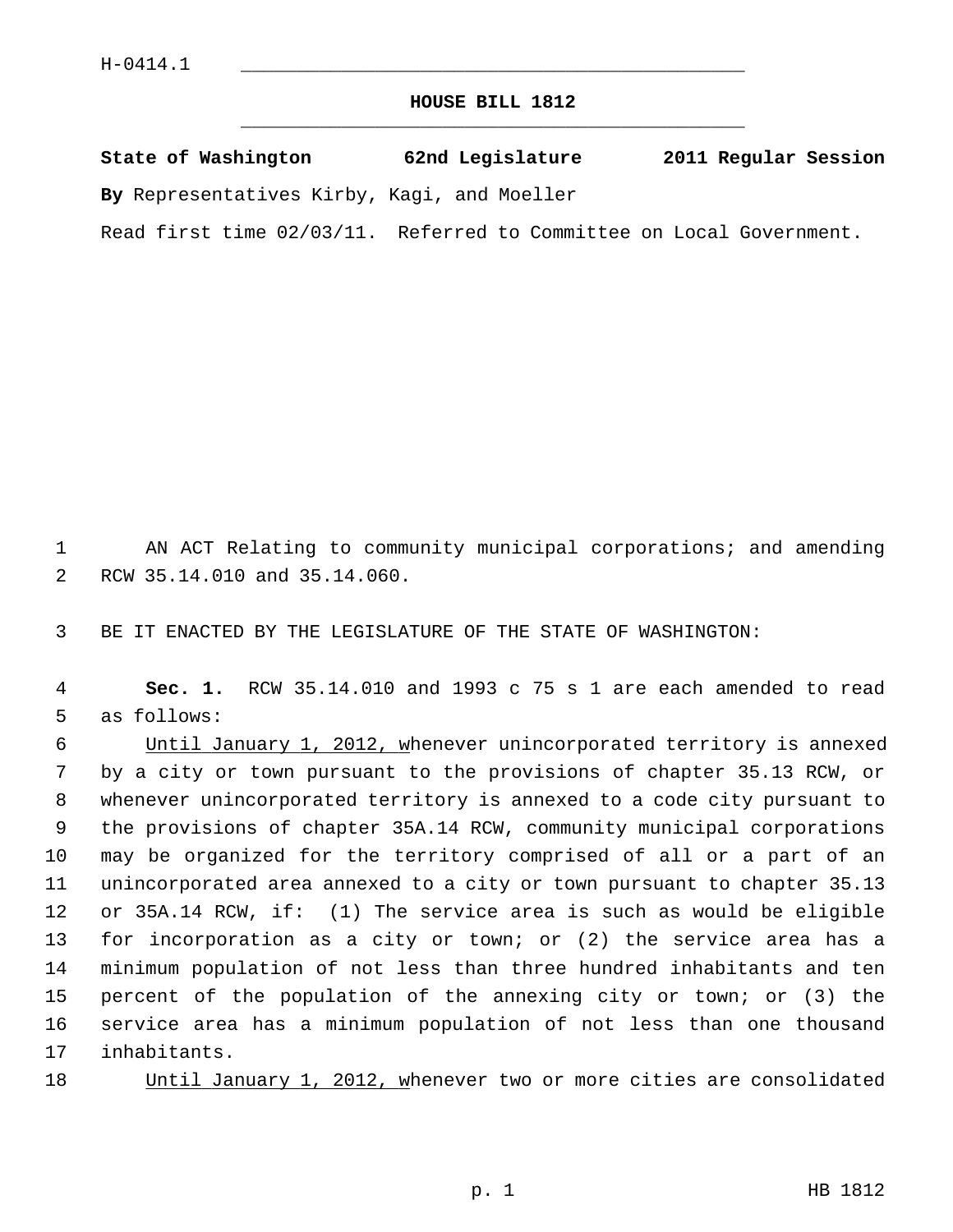H-0414.1

# HOUSE BILL 1812

**State of Washington 62nd Legislature 2011 Regular Session**

**By** Representatives Kirby, Kagi, and Moeller

Read first time 02/03/11. Referred to Committee on Local Government.

AN ACT Relating to community municipal corporations; and amending RCW 35.14.010 and 35.14.060.

BE IT ENACTED BY THE LEGISLATURE OF THE STATE OF WASHINGTON:

**Sec. 1.** RCW 35.14.010 and 1993 c 75 s 1 are each amended to read as follows:

<u>Until January 1, 2012, w</u>henever unincorporated territory is annexed by a city or town pursuant to the provisions of chapter 35.13 RCW, or whenever unincorporated territory is annexed to a code city pursuant to the provisions of chapter 35A.14 RCW, community municipal corporations may be organized for the territory comprised of all or a part of an unincorporated area annexed to a city or town pursuant to chapter 35.13 or 35A.14 RCW, if: (1) The service area is such as would be eligible for incorporation as a city or town; or (2) the service area has a minimum population of not less than three hundred inhabitants and ten percent of the population of the annexing city or town; or (3) the service area has a minimum population of not less than one thousand inhabitants.

<u>Until January 1, 2012, w</u>henever two or more cities are consolidated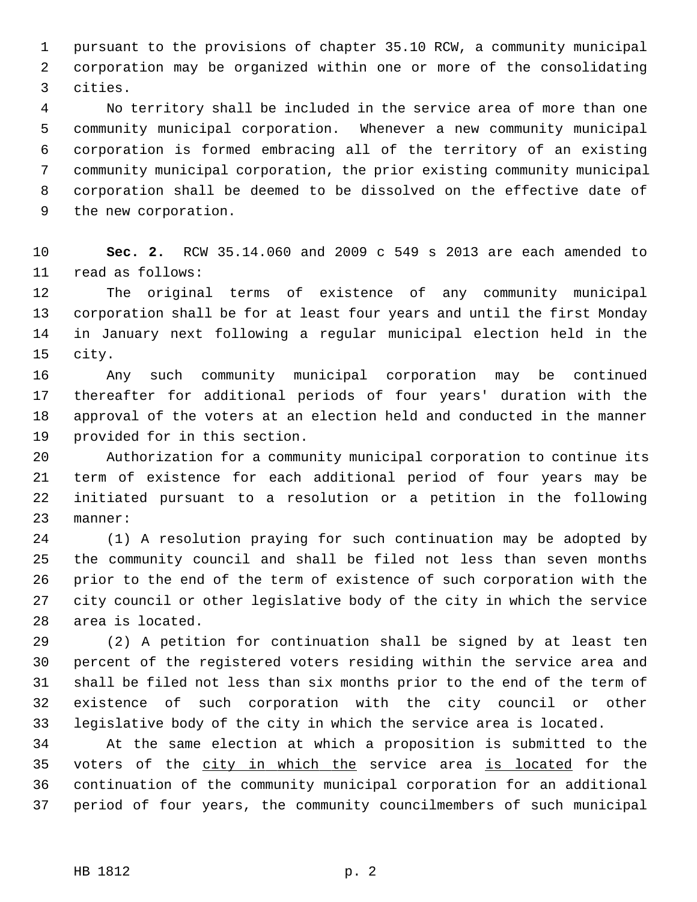pursuant to the provisions of chapter 35.10 RCW, a community municipal corporation may be organized within one or more of the consolidating cities.

No territory shall be included in the service area of more than one community municipal corporation. Whenever a new community municipal corporation is formed embracing all of the territory of an existing community municipal corporation, the prior existing community municipal corporation shall be deemed to be dissolved on the effective date of the new corporation.

**Sec. 2.** RCW 35.14.060 and 2009 c 549 s 2013 are each amended to read as follows:

The original terms of existence of any community municipal corporation shall be for at least four years and until the first Monday in January next following a regular municipal election held in the city.

Any such community municipal corporation may be continued thereafter for additional periods of four years' duration with the approval of the voters at an election held and conducted in the manner provided for in this section.

Authorization for a community municipal corporation to continue its term of existence for each additional period of four years may be initiated pursuant to a resolution or a petition in the following manner:

(1) A resolution praying for such continuation may be adopted by the community council and shall be filed not less than seven months prior to the end of the term of existence of such corporation with the city council or other legislative body of the city in which the service area is located.

(2) A petition for continuation shall be signed by at least ten percent of the registered voters residing within the service area and shall be filed not less than six months prior to the end of the term of existence of such corporation with the city council or other legislative body of the city in which the service area is located.

At the same election at which a proposition is submitted to the voters of the <u>city in which the</u> service area <u>is located</u> for the continuation of the community municipal corporation for an additional period of four years, the community councilmembers of such municipal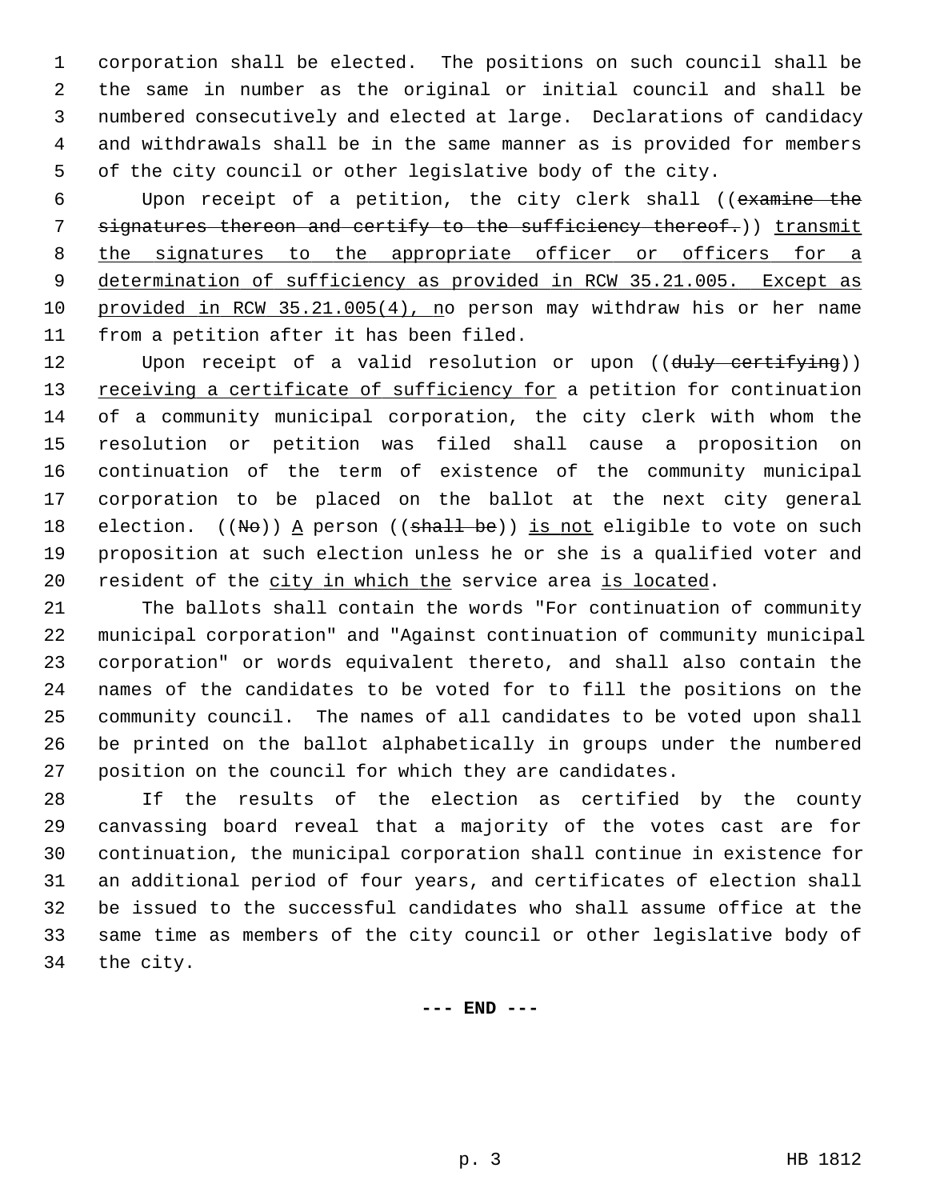corporation shall be elected. The positions on such council shall be the same in number as the original or initial council and shall be numbered consecutively and elected at large. Declarations of candidacy and withdrawals shall be in the same manner as is provided for members of the city council or other legislative body of the city.

Upon receipt of a petition, the city clerk shall ((~~examine the signatures thereon and certify to the sufficiency thereof.~~)) transmit the signatures to the appropriate officer or officers for a determination of sufficiency as provided in RCW 35.21.005. Except as provided in RCW 35.21.005(4), no person may withdraw his or her name from a petition after it has been filed.

Upon receipt of a valid resolution or upon ((~~duly certifying~~)) receiving a certificate of sufficiency for a petition for continuation of a community municipal corporation, the city clerk with whom the resolution or petition was filed shall cause a proposition on continuation of the term of existence of the community municipal corporation to be placed on the ballot at the next city general election. ((~~No~~)) A person ((~~shall be~~)) is not eligible to vote on such proposition at such election unless he or she is a qualified voter and resident of the city in which the service area is located.

The ballots shall contain the words "For continuation of community municipal corporation" and "Against continuation of community municipal corporation" or words equivalent thereto, and shall also contain the names of the candidates to be voted for to fill the positions on the community council. The names of all candidates to be voted upon shall be printed on the ballot alphabetically in groups under the numbered position on the council for which they are candidates.

If the results of the election as certified by the county canvassing board reveal that a majority of the votes cast are for continuation, the municipal corporation shall continue in existence for an additional period of four years, and certificates of election shall be issued to the successful candidates who shall assume office at the same time as members of the city council or other legislative body of the city.

**--- END ---**